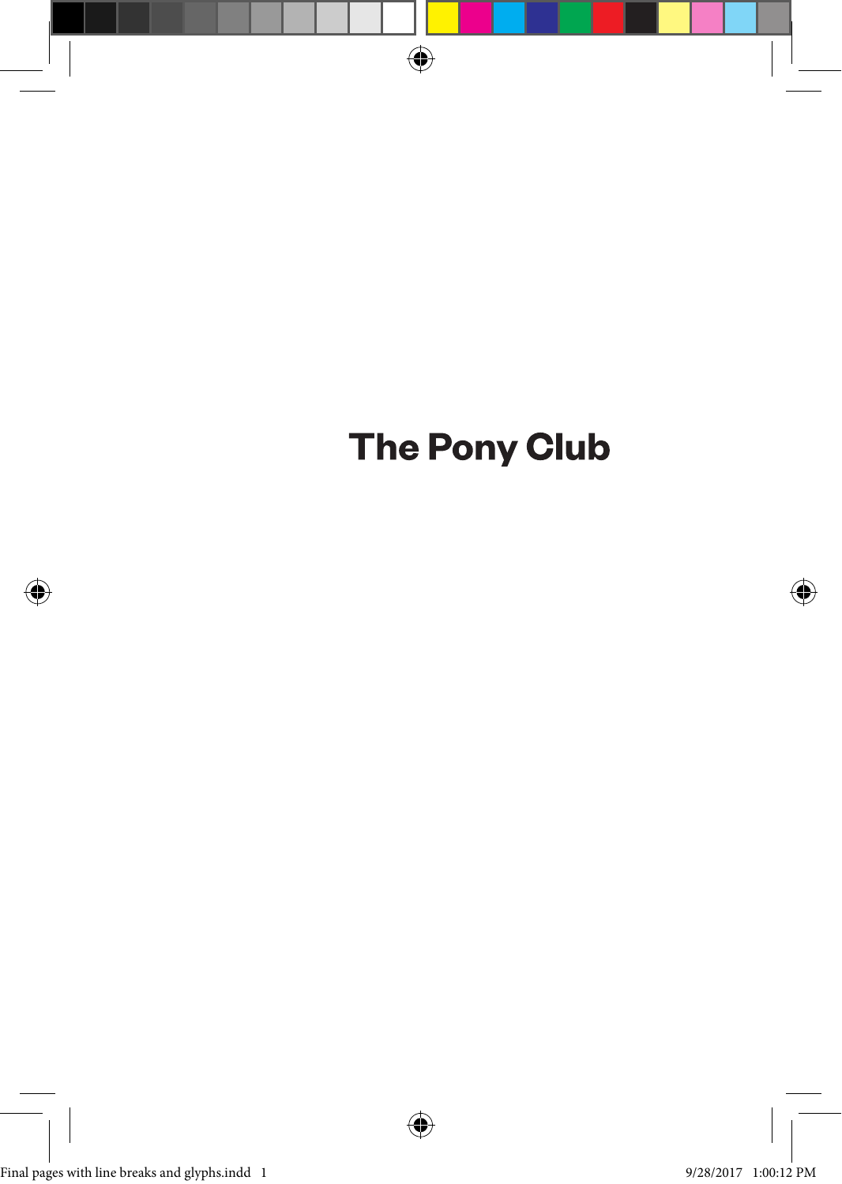# The Pony Club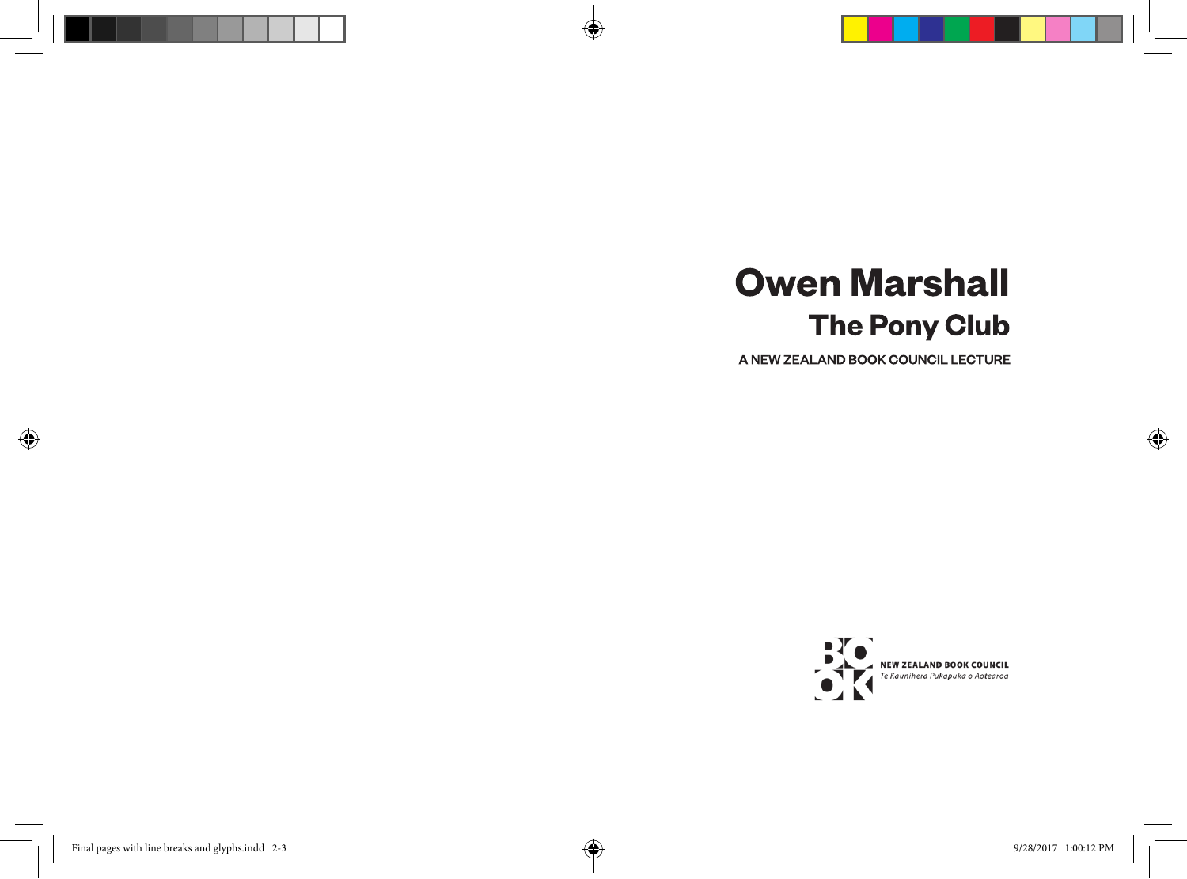# Owen Marshall

## The Pony Club

A NEW ZEALAND BOOK COUNCIL LECTURE

NEW ZEALAND BOOK COUNCIL
*Te Kaunihera Pukapuka o Aotearoa*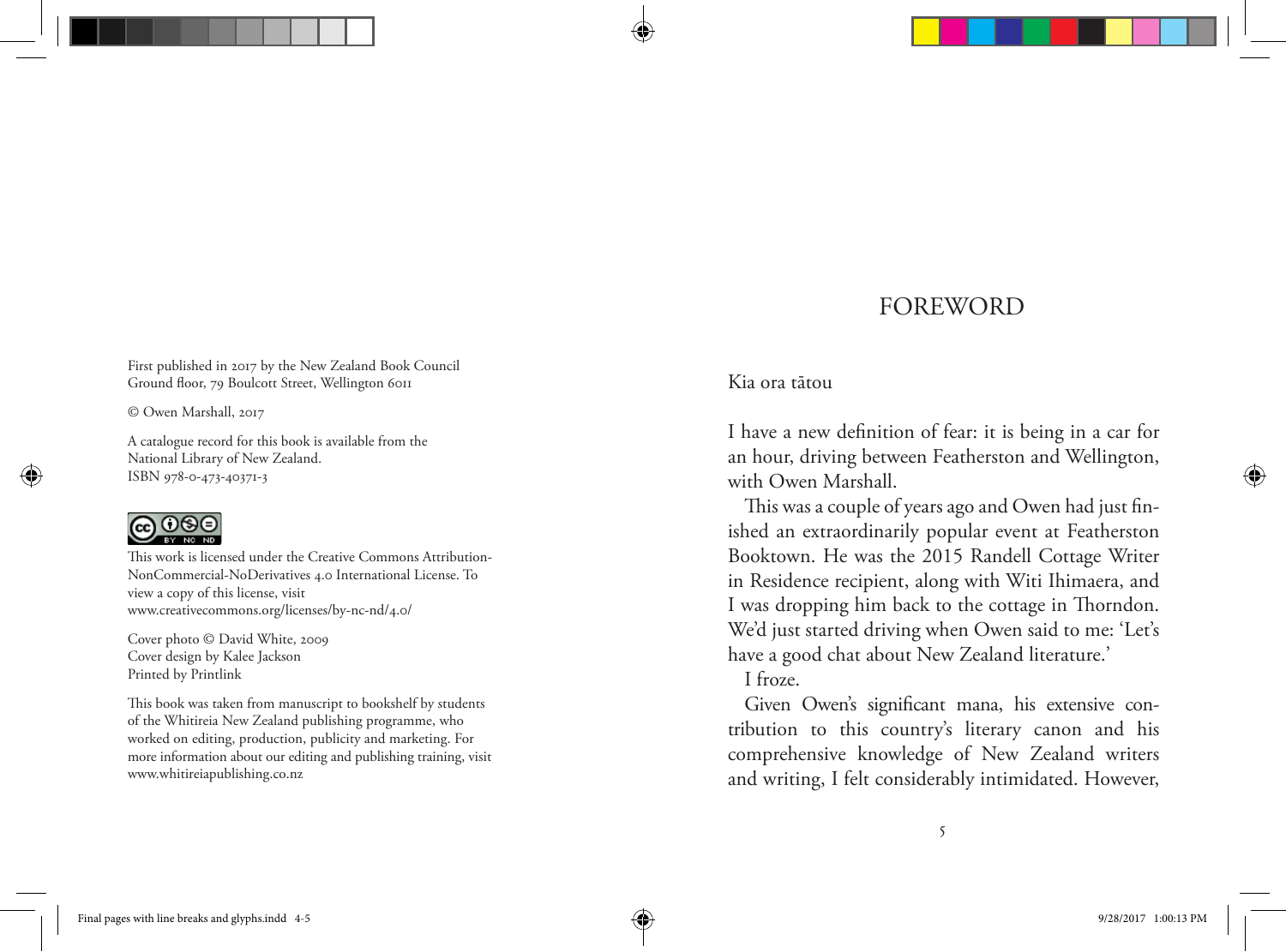First published in 2017 by the New Zealand Book Council
Ground floor, 79 Boulcott Street, Wellington 6011

© Owen Marshall, 2017

A catalogue record for this book is available from the
National Library of New Zealand.
ISBN 978-0-473-40371-3

This work is licensed under the Creative Commons Attribution-NonCommercial-NoDerivatives 4.0 International License. To view a copy of this license, visit
www.creativecommons.org/licenses/by-nc-nd/4.0/

Cover photo © David White, 2009
Cover design by Kalee Jackson
Printed by Printlink

This book was taken from manuscript to bookshelf by students of the Whitireia New Zealand publishing programme, who worked on editing, production, publicity and marketing. For more information about our editing and publishing training, visit www.whitireiapublishing.co.nz

# FOREWORD

Kia ora tātou

I have a new definition of fear: it is being in a car for an hour, driving between Featherston and Wellington, with Owen Marshall.

This was a couple of years ago and Owen had just finished an extraordinarily popular event at Featherston Booktown. He was the 2015 Randell Cottage Writer in Residence recipient, along with Witi Ihimaera, and I was dropping him back to the cottage in Thorndon. We'd just started driving when Owen said to me: 'Let's have a good chat about New Zealand literature.'

I froze.

Given Owen's significant mana, his extensive contribution to this country's literary canon and his comprehensive knowledge of New Zealand writers and writing, I felt considerably intimidated. However,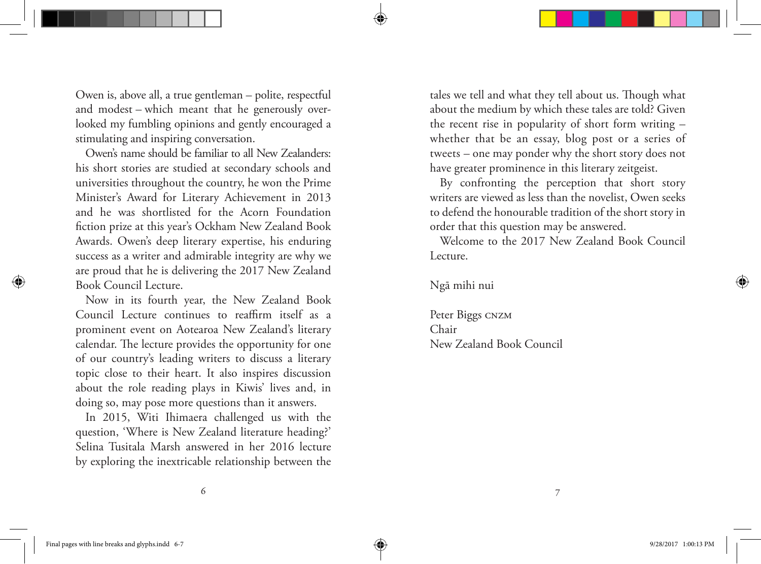Owen is, above all, a true gentleman – polite, respectful and modest – which meant that he generously overlooked my fumbling opinions and gently encouraged a stimulating and inspiring conversation.

Owen's name should be familiar to all New Zealanders: his short stories are studied at secondary schools and universities throughout the country, he won the Prime Minister's Award for Literary Achievement in 2013 and he was shortlisted for the Acorn Foundation fiction prize at this year's Ockham New Zealand Book Awards. Owen's deep literary expertise, his enduring success as a writer and admirable integrity are why we are proud that he is delivering the 2017 New Zealand Book Council Lecture.

Now in its fourth year, the New Zealand Book Council Lecture continues to reaffirm itself as a prominent event on Aotearoa New Zealand's literary calendar. The lecture provides the opportunity for one of our country's leading writers to discuss a literary topic close to their heart. It also inspires discussion about the role reading plays in Kiwis' lives and, in doing so, may pose more questions than it answers.

In 2015, Witi Ihimaera challenged us with the question, 'Where is New Zealand literature heading?' Selina Tusitala Marsh answered in her 2016 lecture by exploring the inextricable relationship between the tales we tell and what they tell about us. Though what about the medium by which these tales are told? Given the recent rise in popularity of short form writing – whether that be an essay, blog post or a series of tweets – one may ponder why the short story does not have greater prominence in this literary zeitgeist.

By confronting the perception that short story writers are viewed as less than the novelist, Owen seeks to defend the honourable tradition of the short story in order that this question may be answered.

Welcome to the 2017 New Zealand Book Council Lecture.

Ngā mihi nui

Peter Biggs CNZM  
Chair  
New Zealand Book Council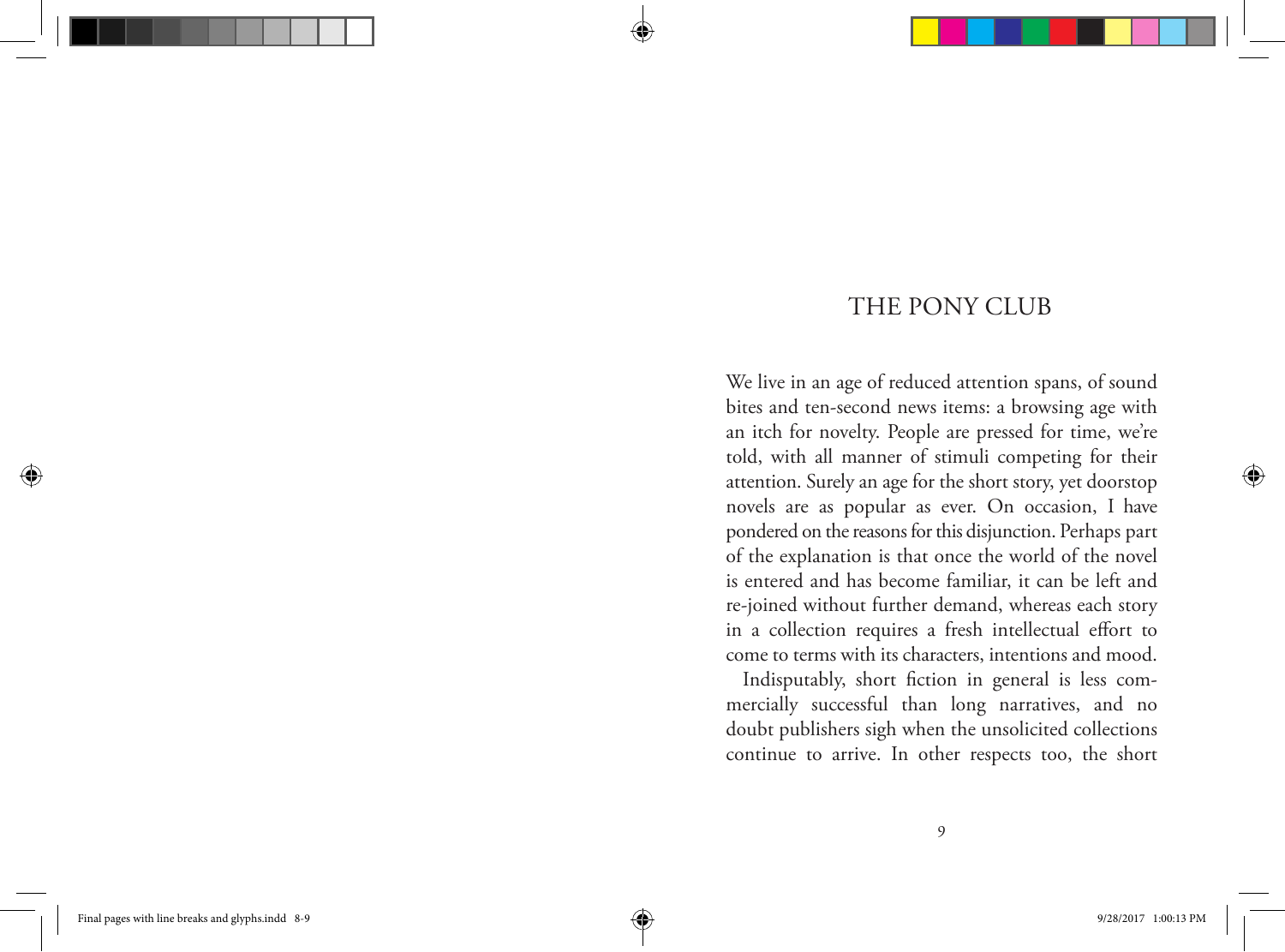# THE PONY CLUB

We live in an age of reduced attention spans, of sound bites and ten-second news items: a browsing age with an itch for novelty. People are pressed for time, we're told, with all manner of stimuli competing for their attention. Surely an age for the short story, yet doorstop novels are as popular as ever. On occasion, I have pondered on the reasons for this disjunction. Perhaps part of the explanation is that once the world of the novel is entered and has become familiar, it can be left and re-joined without further demand, whereas each story in a collection requires a fresh intellectual effort to come to terms with its characters, intentions and mood.

Indisputably, short fiction in general is less commercially successful than long narratives, and no doubt publishers sigh when the unsolicited collections continue to arrive. In other respects too, the short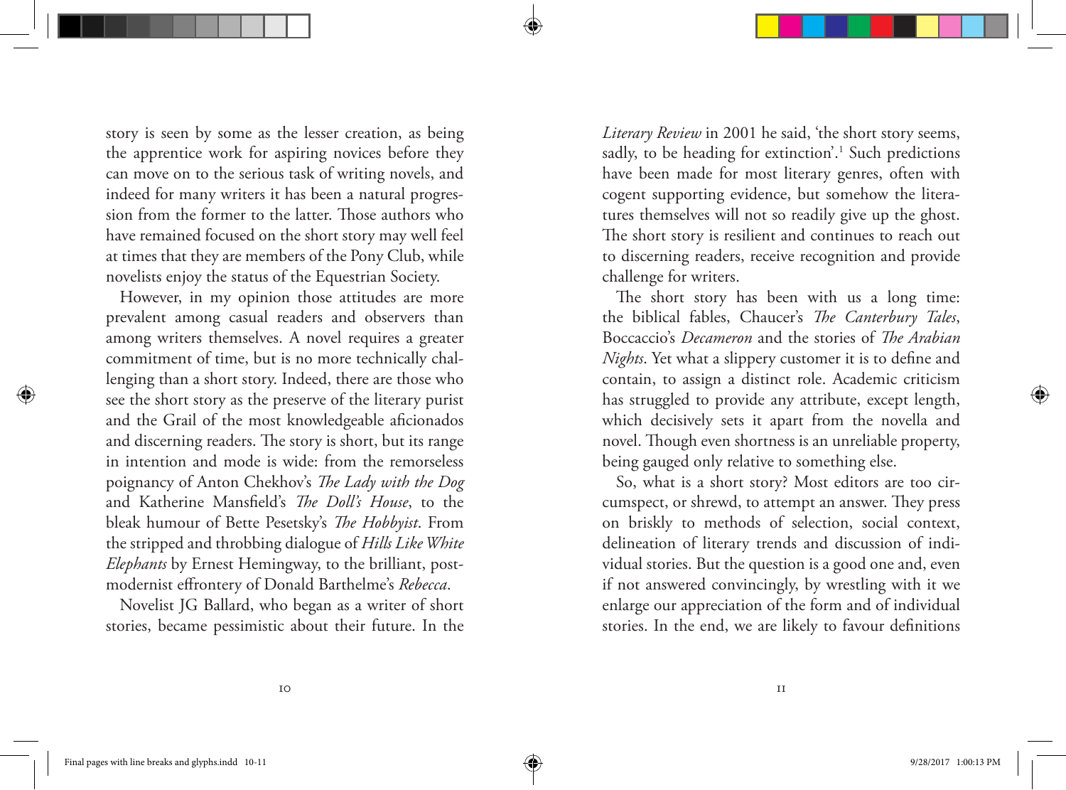story is seen by some as the lesser creation, as being the apprentice work for aspiring novices before they can move on to the serious task of writing novels, and indeed for many writers it has been a natural progression from the former to the latter. Those authors who have remained focused on the short story may well feel at times that they are members of the Pony Club, while novelists enjoy the status of the Equestrian Society.

However, in my opinion those attitudes are more prevalent among casual readers and observers than among writers themselves. A novel requires a greater commitment of time, but is no more technically challenging than a short story. Indeed, there are those who see the short story as the preserve of the literary purist and the Grail of the most knowledgeable aficionados and discerning readers. The story is short, but its range in intention and mode is wide: from the remorseless poignancy of Anton Chekhov's *The Lady with the Dog* and Katherine Mansfield's *The Doll's House*, to the bleak humour of Bette Pesetsky's *The Hobbyist*. From the stripped and throbbing dialogue of *Hills Like White Elephants* by Ernest Hemingway, to the brilliant, postmodernist effrontery of Donald Barthelme's *Rebecca*.

Novelist JG Ballard, who began as a writer of short stories, became pessimistic about their future. In the *Literary Review* in 2001 he said, 'the short story seems, sadly, to be heading for extinction'.[1] Such predictions have been made for most literary genres, often with cogent supporting evidence, but somehow the literatures themselves will not so readily give up the ghost. The short story is resilient and continues to reach out to discerning readers, receive recognition and provide challenge for writers.

The short story has been with us a long time: the biblical fables, Chaucer's *The Canterbury Tales*, Boccaccio's *Decameron* and the stories of *The Arabian Nights*. Yet what a slippery customer it is to define and contain, to assign a distinct role. Academic criticism has struggled to provide any attribute, except length, which decisively sets it apart from the novella and novel. Though even shortness is an unreliable property, being gauged only relative to something else.

So, what is a short story? Most editors are too circumspect, or shrewd, to attempt an answer. They press on briskly to methods of selection, social context, delineation of literary trends and discussion of individual stories. But the question is a good one and, even if not answered convincingly, by wrestling with it we enlarge our appreciation of the form and of individual stories. In the end, we are likely to favour definitions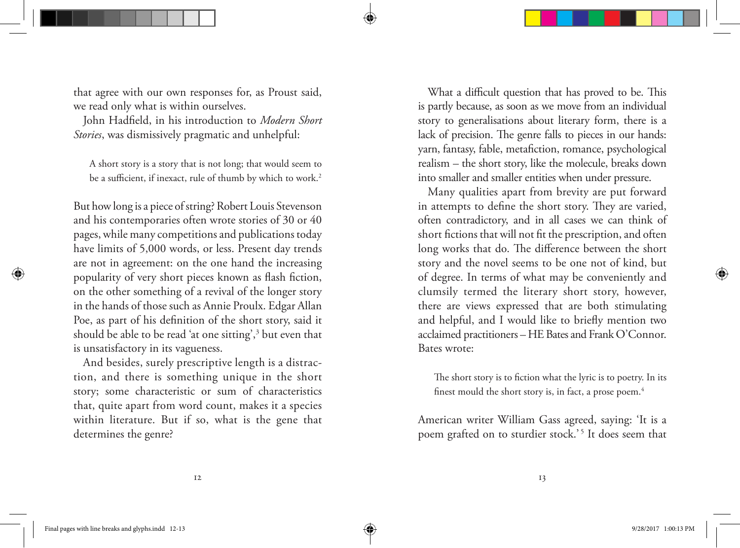that agree with our own responses for, as Proust said, we read only what is within ourselves.

John Hadfield, in his introduction to *Modern Short Stories*, was dismissively pragmatic and unhelpful:

> A short story is a story that is not long; that would seem to be a sufficient, if inexact, rule of thumb by which to work.[2]

But how long is a piece of string? Robert Louis Stevenson and his contemporaries often wrote stories of 30 or 40 pages, while many competitions and publications today have limits of 5,000 words, or less. Present day trends are not in agreement: on the one hand the increasing popularity of very short pieces known as flash fiction, on the other something of a revival of the longer story in the hands of those such as Annie Proulx. Edgar Allan Poe, as part of his definition of the short story, said it should be able to be read 'at one sitting',[3] but even that is unsatisfactory in its vagueness.

And besides, surely prescriptive length is a distraction, and there is something unique in the short story; some characteristic or sum of characteristics that, quite apart from word count, makes it a species within literature. But if so, what is the gene that determines the genre?

What a difficult question that has proved to be. This is partly because, as soon as we move from an individual story to generalisations about literary form, there is a lack of precision. The genre falls to pieces in our hands: yarn, fantasy, fable, metafiction, romance, psychological realism – the short story, like the molecule, breaks down into smaller and smaller entities when under pressure.

Many qualities apart from brevity are put forward in attempts to define the short story. They are varied, often contradictory, and in all cases we can think of short fictions that will not fit the prescription, and often long works that do. The difference between the short story and the novel seems to be one not of kind, but of degree. In terms of what may be conveniently and clumsily termed the literary short story, however, there are views expressed that are both stimulating and helpful, and I would like to briefly mention two acclaimed practitioners – HE Bates and Frank O'Connor. Bates wrote:

> The short story is to fiction what the lyric is to poetry. In its finest mould the short story is, in fact, a prose poem.[4]

American writer William Gass agreed, saying: 'It is a poem grafted on to sturdier stock.'[5] It does seem that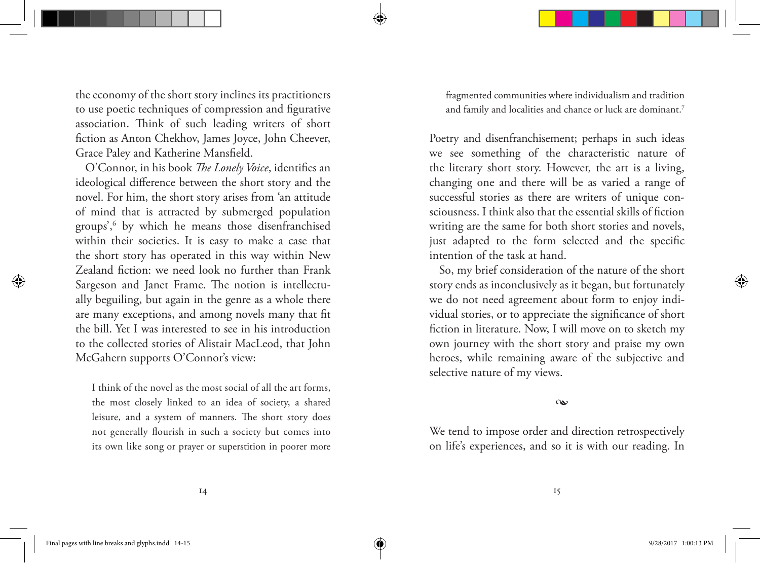the economy of the short story inclines its practitioners to use poetic techniques of compression and figurative association. Think of such leading writers of short fiction as Anton Chekhov, James Joyce, John Cheever, Grace Paley and Katherine Mansfield.

O'Connor, in his book *The Lonely Voice*, identifies an ideological difference between the short story and the novel. For him, the short story arises from 'an attitude of mind that is attracted by submerged population groups',[6] by which he means those disenfranchised within their societies. It is easy to make a case that the short story has operated in this way within New Zealand fiction: we need look no further than Frank Sargeson and Janet Frame. The notion is intellectually beguiling, but again in the genre as a whole there are many exceptions, and among novels many that fit the bill. Yet I was interested to see in his introduction to the collected stories of Alistair MacLeod, that John McGahern supports O'Connor's view:

> I think of the novel as the most social of all the art forms, the most closely linked to an idea of society, a shared leisure, and a system of manners. The short story does not generally flourish in such a society but comes into its own like song or prayer or superstition in poorer more fragmented communities where individualism and tradition and family and localities and chance or luck are dominant.[7]

Poetry and disenfranchisement; perhaps in such ideas we see something of the characteristic nature of the literary short story. However, the art is a living, changing one and there will be as varied a range of successful stories as there are writers of unique consciousness. I think also that the essential skills of fiction writing are the same for both short stories and novels, just adapted to the form selected and the specific intention of the task at hand.

So, my brief consideration of the nature of the short story ends as inconclusively as it began, but fortunately we do not need agreement about form to enjoy individual stories, or to appreciate the significance of short fiction in literature. Now, I will move on to sketch my own journey with the short story and praise my own heroes, while remaining aware of the subjective and selective nature of my views.

❧

We tend to impose order and direction retrospectively on life's experiences, and so it is with our reading. In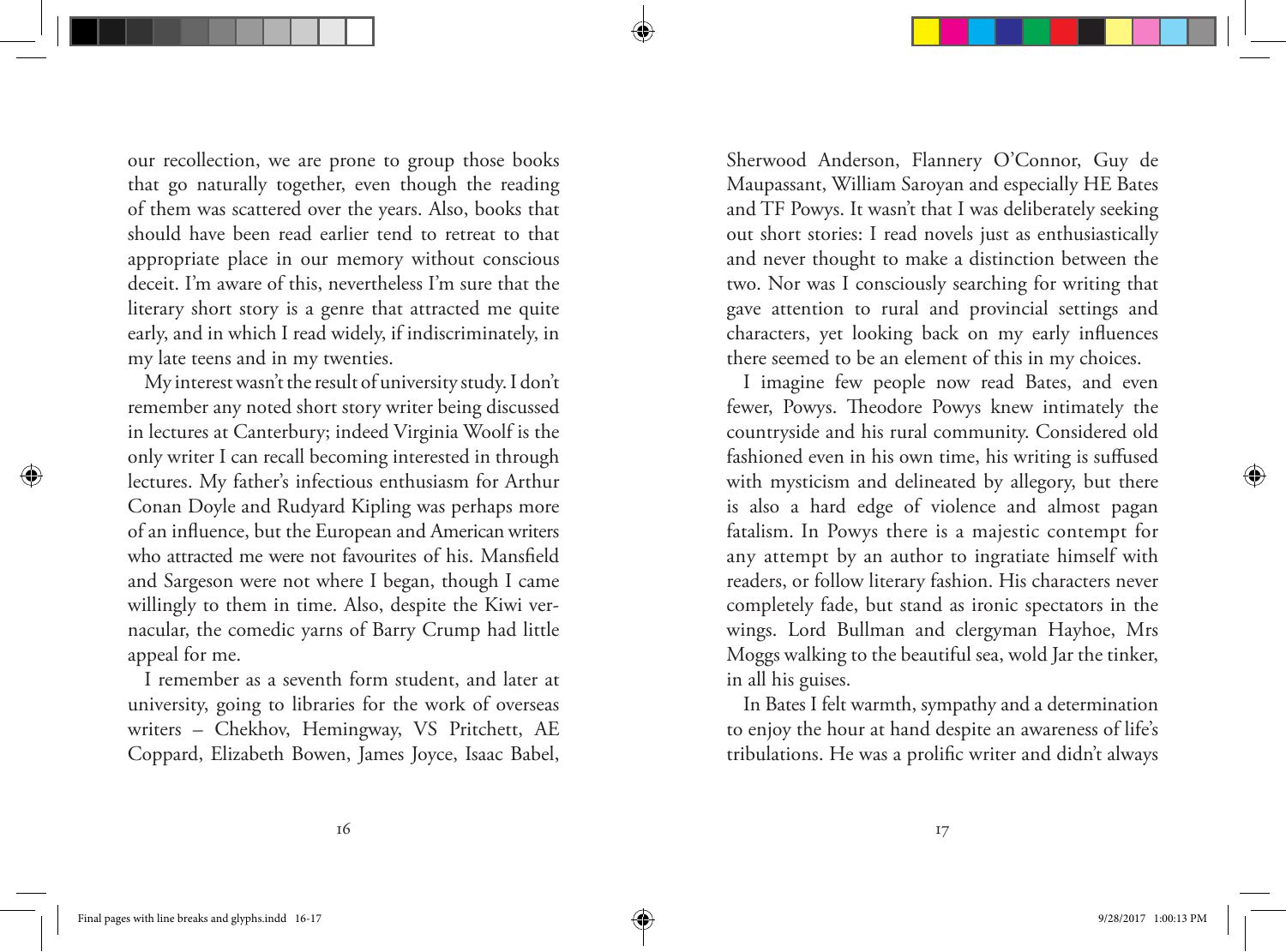our recollection, we are prone to group those books that go naturally together, even though the reading of them was scattered over the years. Also, books that should have been read earlier tend to retreat to that appropriate place in our memory without conscious deceit. I'm aware of this, nevertheless I'm sure that the literary short story is a genre that attracted me quite early, and in which I read widely, if indiscriminately, in my late teens and in my twenties.

My interest wasn't the result of university study. I don't remember any noted short story writer being discussed in lectures at Canterbury; indeed Virginia Woolf is the only writer I can recall becoming interested in through lectures. My father's infectious enthusiasm for Arthur Conan Doyle and Rudyard Kipling was perhaps more of an influence, but the European and American writers who attracted me were not favourites of his. Mansfield and Sargeson were not where I began, though I came willingly to them in time. Also, despite the Kiwi vernacular, the comedic yarns of Barry Crump had little appeal for me.

I remember as a seventh form student, and later at university, going to libraries for the work of overseas writers – Chekhov, Hemingway, VS Pritchett, AE Coppard, Elizabeth Bowen, James Joyce, Isaac Babel, Sherwood Anderson, Flannery O'Connor, Guy de Maupassant, William Saroyan and especially HE Bates and TF Powys. It wasn't that I was deliberately seeking out short stories: I read novels just as enthusiastically and never thought to make a distinction between the two. Nor was I consciously searching for writing that gave attention to rural and provincial settings and characters, yet looking back on my early influences there seemed to be an element of this in my choices.

I imagine few people now read Bates, and even fewer, Powys. Theodore Powys knew intimately the countryside and his rural community. Considered old fashioned even in his own time, his writing is suffused with mysticism and delineated by allegory, but there is also a hard edge of violence and almost pagan fatalism. In Powys there is a majestic contempt for any attempt by an author to ingratiate himself with readers, or follow literary fashion. His characters never completely fade, but stand as ironic spectators in the wings. Lord Bullman and clergyman Hayhoe, Mrs Moggs walking to the beautiful sea, wold Jar the tinker, in all his guises.

In Bates I felt warmth, sympathy and a determination to enjoy the hour at hand despite an awareness of life's tribulations. He was a prolific writer and didn't always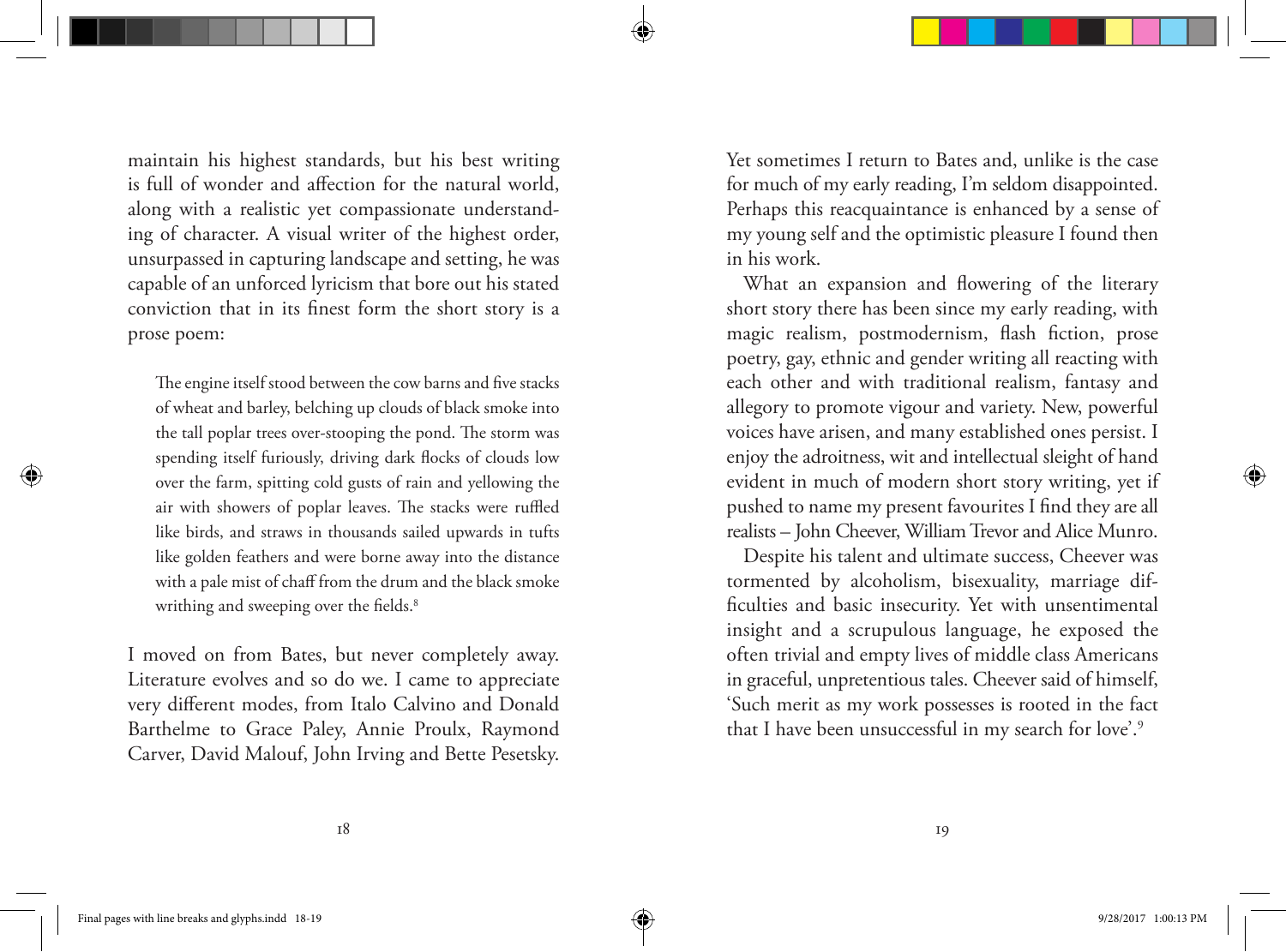maintain his highest standards, but his best writing is full of wonder and affection for the natural world, along with a realistic yet compassionate understanding of character. A visual writer of the highest order, unsurpassed in capturing landscape and setting, he was capable of an unforced lyricism that bore out his stated conviction that in its finest form the short story is a prose poem:

> The engine itself stood between the cow barns and five stacks of wheat and barley, belching up clouds of black smoke into the tall poplar trees over-stooping the pond. The storm was spending itself furiously, driving dark flocks of clouds low over the farm, spitting cold gusts of rain and yellowing the air with showers of poplar leaves. The stacks were ruffled like birds, and straws in thousands sailed upwards in tufts like golden feathers and were borne away into the distance with a pale mist of chaff from the drum and the black smoke writhing and sweeping over the fields.[8]

I moved on from Bates, but never completely away. Literature evolves and so do we. I came to appreciate very different modes, from Italo Calvino and Donald Barthelme to Grace Paley, Annie Proulx, Raymond Carver, David Malouf, John Irving and Bette Pesetsky. Yet sometimes I return to Bates and, unlike is the case for much of my early reading, I'm seldom disappointed. Perhaps this reacquaintance is enhanced by a sense of my young self and the optimistic pleasure I found then in his work.

What an expansion and flowering of the literary short story there has been since my early reading, with magic realism, postmodernism, flash fiction, prose poetry, gay, ethnic and gender writing all reacting with each other and with traditional realism, fantasy and allegory to promote vigour and variety. New, powerful voices have arisen, and many established ones persist. I enjoy the adroitness, wit and intellectual sleight of hand evident in much of modern short story writing, yet if pushed to name my present favourites I find they are all realists – John Cheever, William Trevor and Alice Munro.

Despite his talent and ultimate success, Cheever was tormented by alcoholism, bisexuality, marriage difficulties and basic insecurity. Yet with unsentimental insight and a scrupulous language, he exposed the often trivial and empty lives of middle class Americans in graceful, unpretentious tales. Cheever said of himself, 'Such merit as my work possesses is rooted in the fact that I have been unsuccessful in my search for love'.[9]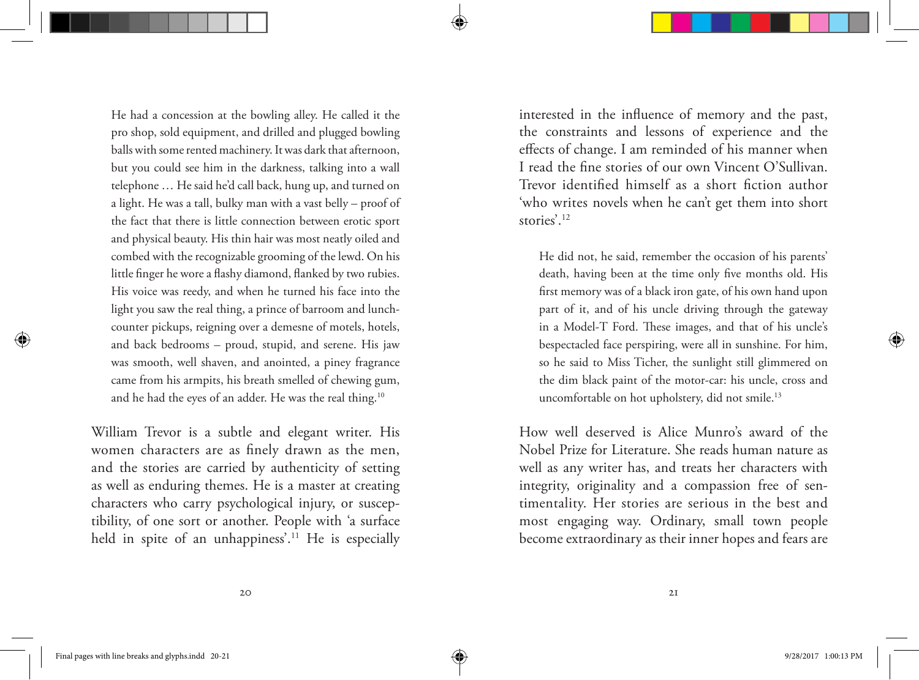> He had a concession at the bowling alley. He called it the pro shop, sold equipment, and drilled and plugged bowling balls with some rented machinery. It was dark that afternoon, but you could see him in the darkness, talking into a wall telephone … He said he'd call back, hung up, and turned on a light. He was a tall, bulky man with a vast belly – proof of the fact that there is little connection between erotic sport and physical beauty. His thin hair was most neatly oiled and combed with the recognizable grooming of the lewd. On his little finger he wore a flashy diamond, flanked by two rubies. His voice was reedy, and when he turned his face into the light you saw the real thing, a prince of barroom and lunch-counter pickups, reigning over a demesne of motels, hotels, and back bedrooms – proud, stupid, and serene. His jaw was smooth, well shaven, and anointed, a piney fragrance came from his armpits, his breath smelled of chewing gum, and he had the eyes of an adder. He was the real thing.[10]

William Trevor is a subtle and elegant writer. His women characters are as finely drawn as the men, and the stories are carried by authenticity of setting as well as enduring themes. He is a master at creating characters who carry psychological injury, or susceptibility, of one sort or another. People with 'a surface held in spite of an unhappiness'.[11] He is especially interested in the influence of memory and the past, the constraints and lessons of experience and the effects of change. I am reminded of his manner when I read the fine stories of our own Vincent O'Sullivan. Trevor identified himself as a short fiction author 'who writes novels when he can't get them into short stories'.[12]

> He did not, he said, remember the occasion of his parents' death, having been at the time only five months old. His first memory was of a black iron gate, of his own hand upon part of it, and of his uncle driving through the gateway in a Model-T Ford. These images, and that of his uncle's bespectacled face perspiring, were all in sunshine. For him, so he said to Miss Ticher, the sunlight still glimmered on the dim black paint of the motor-car: his uncle, cross and uncomfortable on hot upholstery, did not smile.[13]

How well deserved is Alice Munro's award of the Nobel Prize for Literature. She reads human nature as well as any writer has, and treats her characters with integrity, originality and a compassion free of sentimentality. Her stories are serious in the best and most engaging way. Ordinary, small town people become extraordinary as their inner hopes and fears are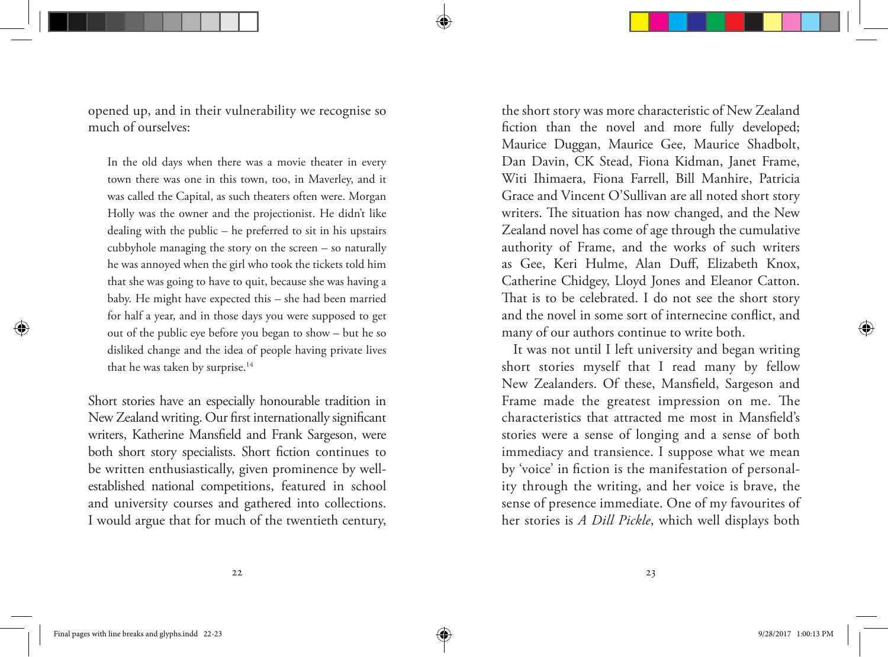opened up, and in their vulnerability we recognise so much of ourselves:

> In the old days when there was a movie theater in every town there was one in this town, too, in Maverley, and it was called the Capital, as such theaters often were. Morgan Holly was the owner and the projectionist. He didn't like dealing with the public – he preferred to sit in his upstairs cubbyhole managing the story on the screen – so naturally he was annoyed when the girl who took the tickets told him that she was going to have to quit, because she was having a baby. He might have expected this – she had been married for half a year, and in those days you were supposed to get out of the public eye before you began to show – but he so disliked change and the idea of people having private lives that he was taken by surprise.[14]

Short stories have an especially honourable tradition in New Zealand writing. Our first internationally significant writers, Katherine Mansfield and Frank Sargeson, were both short story specialists. Short fiction continues to be written enthusiastically, given prominence by well-established national competitions, featured in school and university courses and gathered into collections. I would argue that for much of the twentieth century, the short story was more characteristic of New Zealand fiction than the novel and more fully developed; Maurice Duggan, Maurice Gee, Maurice Shadbolt, Dan Davin, CK Stead, Fiona Kidman, Janet Frame, Witi Ihimaera, Fiona Farrell, Bill Manhire, Patricia Grace and Vincent O'Sullivan are all noted short story writers. The situation has now changed, and the New Zealand novel has come of age through the cumulative authority of Frame, and the works of such writers as Gee, Keri Hulme, Alan Duff, Elizabeth Knox, Catherine Chidgey, Lloyd Jones and Eleanor Catton. That is to be celebrated. I do not see the short story and the novel in some sort of internecine conflict, and many of our authors continue to write both.

It was not until I left university and began writing short stories myself that I read many by fellow New Zealanders. Of these, Mansfield, Sargeson and Frame made the greatest impression on me. The characteristics that attracted me most in Mansfield's stories were a sense of longing and a sense of both immediacy and transience. I suppose what we mean by 'voice' in fiction is the manifestation of personality through the writing, and her voice is brave, the sense of presence immediate. One of my favourites of her stories is *A Dill Pickle*, which well displays both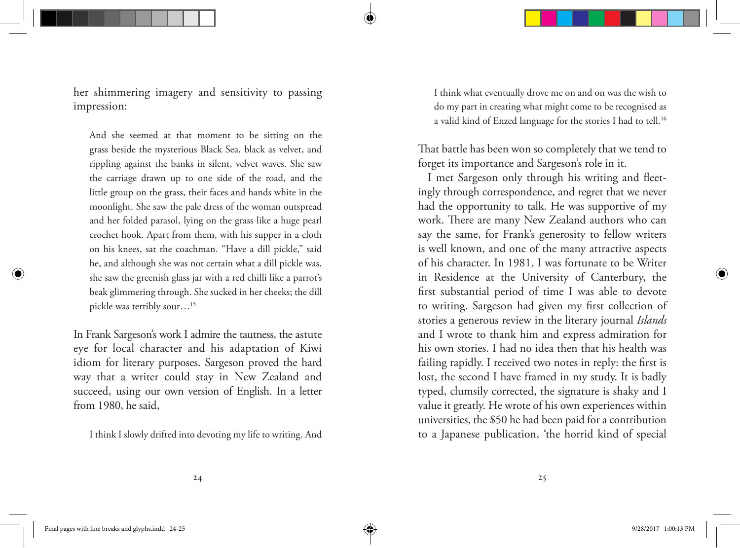her shimmering imagery and sensitivity to passing impression:

> And she seemed at that moment to be sitting on the grass beside the mysterious Black Sea, black as velvet, and rippling against the banks in silent, velvet waves. She saw the carriage drawn up to one side of the road, and the little group on the grass, their faces and hands white in the moonlight. She saw the pale dress of the woman outspread and her folded parasol, lying on the grass like a huge pearl crochet hook. Apart from them, with his supper in a cloth on his knees, sat the coachman. "Have a dill pickle," said he, and although she was not certain what a dill pickle was, she saw the greenish glass jar with a red chilli like a parrot's beak glimmering through. She sucked in her cheeks; the dill pickle was terribly sour…[15]

In Frank Sargeson's work I admire the tautness, the astute eye for local character and his adaptation of Kiwi idiom for literary purposes. Sargeson proved the hard way that a writer could stay in New Zealand and succeed, using our own version of English. In a letter from 1980, he said,

> I think I slowly drifted into devoting my life to writing. And I think what eventually drove me on and on was the wish to do my part in creating what might come to be recognised as a valid kind of Enzed language for the stories I had to tell.[16]

That battle has been won so completely that we tend to forget its importance and Sargeson's role in it.

I met Sargeson only through his writing and fleetingly through correspondence, and regret that we never had the opportunity to talk. He was supportive of my work. There are many New Zealand authors who can say the same, for Frank's generosity to fellow writers is well known, and one of the many attractive aspects of his character. In 1981, I was fortunate to be Writer in Residence at the University of Canterbury, the first substantial period of time I was able to devote to writing. Sargeson had given my first collection of stories a generous review in the literary journal *Islands* and I wrote to thank him and express admiration for his own stories. I had no idea then that his health was failing rapidly. I received two notes in reply: the first is lost, the second I have framed in my study. It is badly typed, clumsily corrected, the signature is shaky and I value it greatly. He wrote of his own experiences within universities, the $50 he had been paid for a contribution to a Japanese publication, 'the horrid kind of special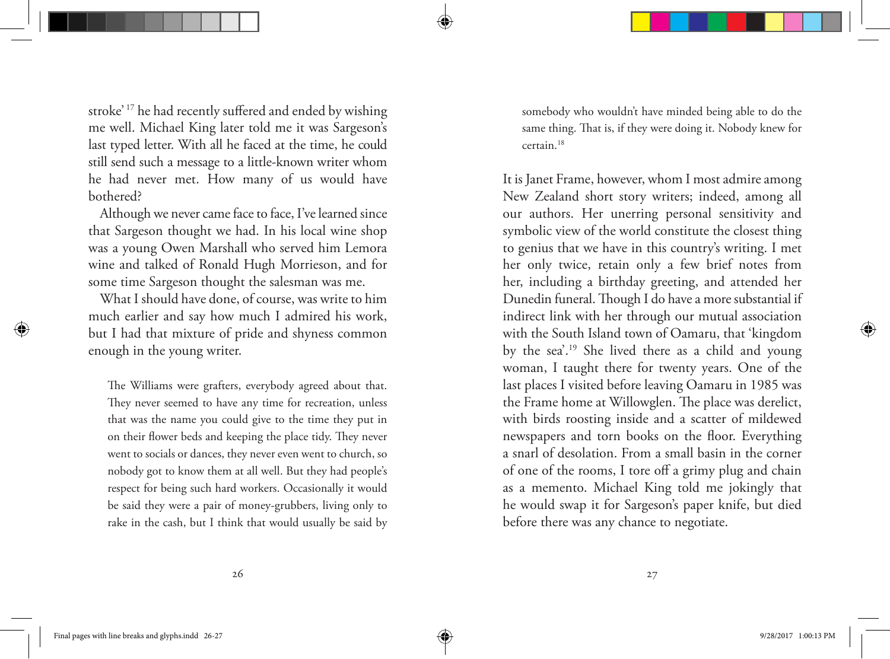stroke'[17] he had recently suffered and ended by wishing me well. Michael King later told me it was Sargeson's last typed letter. With all he faced at the time, he could still send such a message to a little-known writer whom he had never met. How many of us would have bothered?

Although we never came face to face, I've learned since that Sargeson thought we had. In his local wine shop was a young Owen Marshall who served him Lemora wine and talked of Ronald Hugh Morrieson, and for some time Sargeson thought the salesman was me.

What I should have done, of course, was write to him much earlier and say how much I admired his work, but I had that mixture of pride and shyness common enough in the young writer.

> The Williams were grafters, everybody agreed about that. They never seemed to have any time for recreation, unless that was the name you could give to the time they put in on their flower beds and keeping the place tidy. They never went to socials or dances, they never even went to church, so nobody got to know them at all well. But they had people's respect for being such hard workers. Occasionally it would be said they were a pair of money-grubbers, living only to rake in the cash, but I think that would usually be said by somebody who wouldn't have minded being able to do the same thing. That is, if they were doing it. Nobody knew for certain.[18]

It is Janet Frame, however, whom I most admire among New Zealand short story writers; indeed, among all our authors. Her unerring personal sensitivity and symbolic view of the world constitute the closest thing to genius that we have in this country's writing. I met her only twice, retain only a few brief notes from her, including a birthday greeting, and attended her Dunedin funeral. Though I do have a more substantial if indirect link with her through our mutual association with the South Island town of Oamaru, that 'kingdom by the sea'.[19] She lived there as a child and young woman, I taught there for twenty years. One of the last places I visited before leaving Oamaru in 1985 was the Frame home at Willowglen. The place was derelict, with birds roosting inside and a scatter of mildewed newspapers and torn books on the floor. Everything a snarl of desolation. From a small basin in the corner of one of the rooms, I tore off a grimy plug and chain as a memento. Michael King told me jokingly that he would swap it for Sargeson's paper knife, but died before there was any chance to negotiate.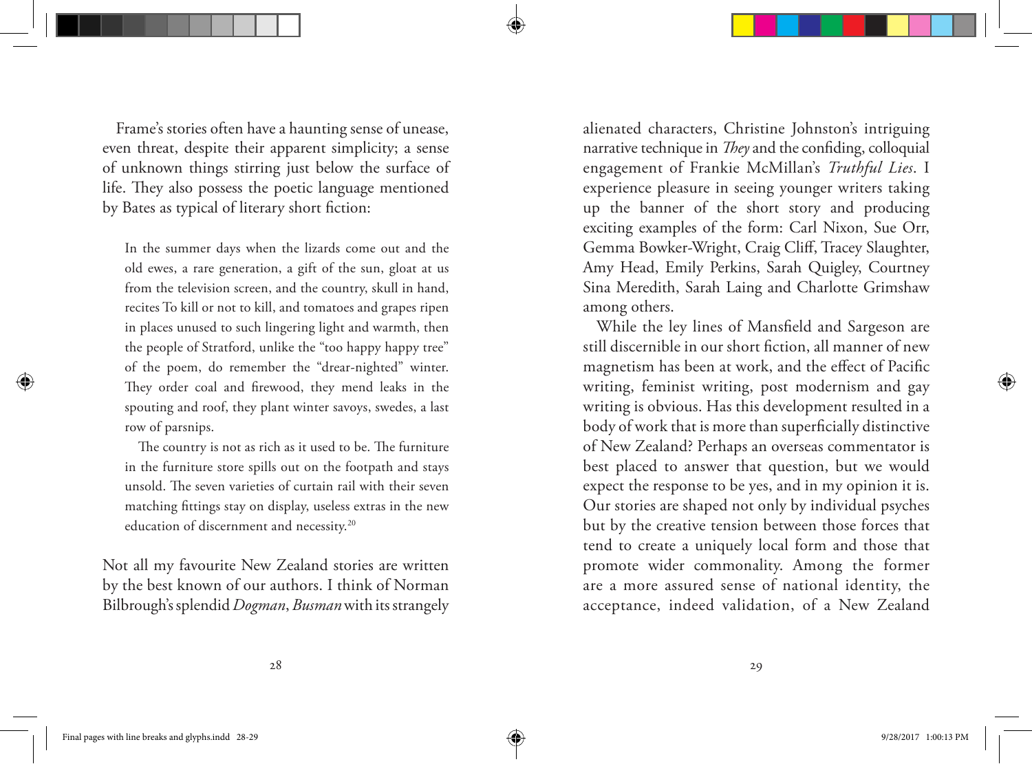Frame's stories often have a haunting sense of unease, even threat, despite their apparent simplicity; a sense of unknown things stirring just below the surface of life. They also possess the poetic language mentioned by Bates as typical of literary short fiction:

> In the summer days when the lizards come out and the old ewes, a rare generation, a gift of the sun, gloat at us from the television screen, and the country, skull in hand, recites To kill or not to kill, and tomatoes and grapes ripen in places unused to such lingering light and warmth, then the people of Stratford, unlike the "too happy happy tree" of the poem, do remember the "drear-nighted" winter. They order coal and firewood, they mend leaks in the spouting and roof, they plant winter savoys, swedes, a last row of parsnips.
>
> The country is not as rich as it used to be. The furniture in the furniture store spills out on the footpath and stays unsold. The seven varieties of curtain rail with their seven matching fittings stay on display, useless extras in the new education of discernment and necessity.[20]

Not all my favourite New Zealand stories are written by the best known of our authors. I think of Norman Bilbrough's splendid *Dogman*, *Busman* with its strangely alienated characters, Christine Johnston's intriguing narrative technique in *They* and the confiding, colloquial engagement of Frankie McMillan's *Truthful Lies*. I experience pleasure in seeing younger writers taking up the banner of the short story and producing exciting examples of the form: Carl Nixon, Sue Orr, Gemma Bowker-Wright, Craig Cliff, Tracey Slaughter, Amy Head, Emily Perkins, Sarah Quigley, Courtney Sina Meredith, Sarah Laing and Charlotte Grimshaw among others.

While the ley lines of Mansfield and Sargeson are still discernible in our short fiction, all manner of new magnetism has been at work, and the effect of Pacific writing, feminist writing, post modernism and gay writing is obvious. Has this development resulted in a body of work that is more than superficially distinctive of New Zealand? Perhaps an overseas commentator is best placed to answer that question, but we would expect the response to be yes, and in my opinion it is. Our stories are shaped not only by individual psyches but by the creative tension between those forces that tend to create a uniquely local form and those that promote wider commonality. Among the former are a more assured sense of national identity, the acceptance, indeed validation, of a New Zealand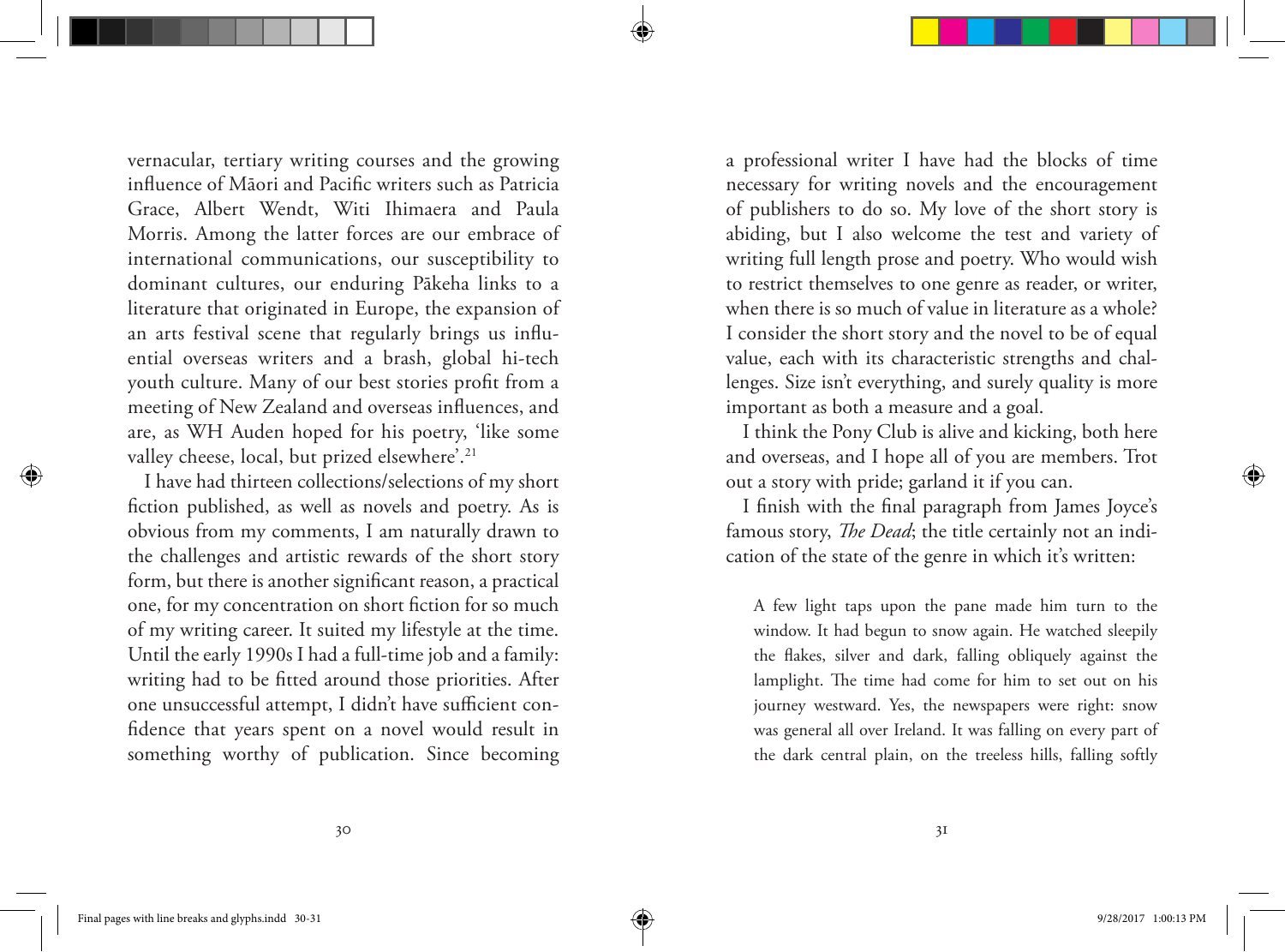vernacular, tertiary writing courses and the growing influence of Māori and Pacific writers such as Patricia Grace, Albert Wendt, Witi Ihimaera and Paula Morris. Among the latter forces are our embrace of international communications, our susceptibility to dominant cultures, our enduring Pākeha links to a literature that originated in Europe, the expansion of an arts festival scene that regularly brings us influential overseas writers and a brash, global hi-tech youth culture. Many of our best stories profit from a meeting of New Zealand and overseas influences, and are, as WH Auden hoped for his poetry, 'like some valley cheese, local, but prized elsewhere'.[21]

I have had thirteen collections/selections of my short fiction published, as well as novels and poetry. As is obvious from my comments, I am naturally drawn to the challenges and artistic rewards of the short story form, but there is another significant reason, a practical one, for my concentration on short fiction for so much of my writing career. It suited my lifestyle at the time. Until the early 1990s I had a full-time job and a family: writing had to be fitted around those priorities. After one unsuccessful attempt, I didn't have sufficient confidence that years spent on a novel would result in something worthy of publication. Since becoming a professional writer I have had the blocks of time necessary for writing novels and the encouragement of publishers to do so. My love of the short story is abiding, but I also welcome the test and variety of writing full length prose and poetry. Who would wish to restrict themselves to one genre as reader, or writer, when there is so much of value in literature as a whole? I consider the short story and the novel to be of equal value, each with its characteristic strengths and challenges. Size isn't everything, and surely quality is more important as both a measure and a goal.

I think the Pony Club is alive and kicking, both here and overseas, and I hope all of you are members. Trot out a story with pride; garland it if you can.

I finish with the final paragraph from James Joyce's famous story, *The Dead*; the title certainly not an indication of the state of the genre in which it's written:

> A few light taps upon the pane made him turn to the window. It had begun to snow again. He watched sleepily the flakes, silver and dark, falling obliquely against the lamplight. The time had come for him to set out on his journey westward. Yes, the newspapers were right: snow was general all over Ireland. It was falling on every part of the dark central plain, on the treeless hills, falling softly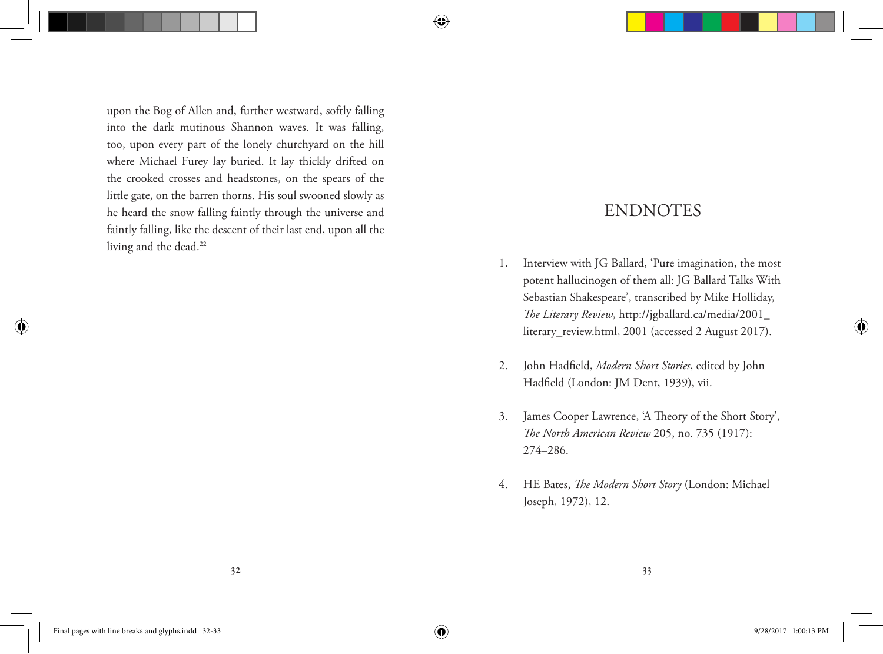upon the Bog of Allen and, further westward, softly falling into the dark mutinous Shannon waves. It was falling, too, upon every part of the lonely churchyard on the hill where Michael Furey lay buried. It lay thickly drifted on the crooked crosses and headstones, on the spears of the little gate, on the barren thorns. His soul swooned slowly as he heard the snow falling faintly through the universe and faintly falling, like the descent of their last end, upon all the living and the dead.[22]

# ENDNOTES

1. Interview with JG Ballard, 'Pure imagination, the most potent hallucinogen of them all: JG Ballard Talks With Sebastian Shakespeare', transcribed by Mike Holliday, *The Literary Review*, http://jgballard.ca/media/2001_literary_review.html, 2001 (accessed 2 August 2017).

2. John Hadfield, *Modern Short Stories*, edited by John Hadfield (London: JM Dent, 1939), vii.

3. James Cooper Lawrence, 'A Theory of the Short Story', *The North American Review* 205, no. 735 (1917): 274–286.

4. HE Bates, *The Modern Short Story* (London: Michael Joseph, 1972), 12.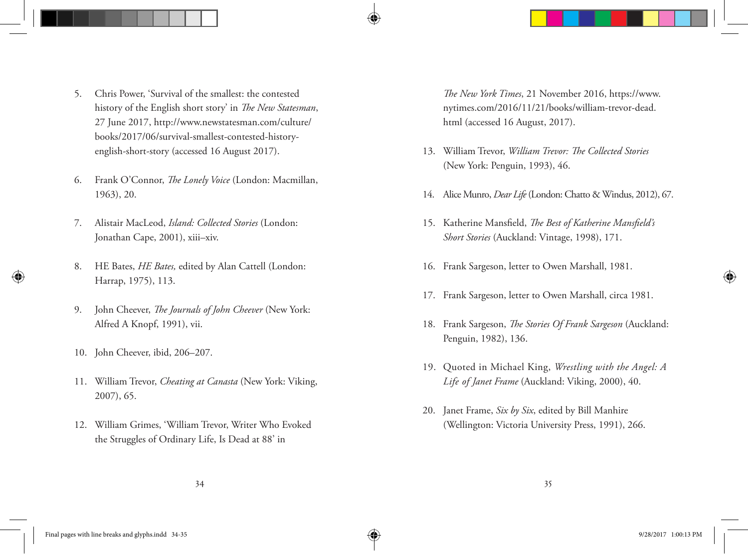5. Chris Power, 'Survival of the smallest: the contested history of the English short story' in *The New Statesman*, 27 June 2017, http://www.newstatesman.com/culture/books/2017/06/survival-smallest-contested-history-english-short-story (accessed 16 August 2017).

6. Frank O'Connor, *The Lonely Voice* (London: Macmillan, 1963), 20.

7. Alistair MacLeod, *Island: Collected Stories* (London: Jonathan Cape, 2001), xiii–xiv.

8. HE Bates, *HE Bates,* edited by Alan Cattell (London: Harrap, 1975), 113.

9. John Cheever, *The Journals of John Cheever* (New York: Alfred A Knopf, 1991), vii.

10. John Cheever, ibid, 206–207.

11. William Trevor, *Cheating at Canasta* (New York: Viking, 2007), 65.

12. William Grimes, 'William Trevor, Writer Who Evoked the Struggles of Ordinary Life, Is Dead at 88' in *The New York Times*, 21 November 2016, https://www.nytimes.com/2016/11/21/books/william-trevor-dead.html (accessed 16 August, 2017).

13. William Trevor, *William Trevor: The Collected Stories* (New York: Penguin, 1993), 46.

14. Alice Munro, *Dear Life* (London: Chatto & Windus, 2012), 67.

15. Katherine Mansfield, *The Best of Katherine Mansfield's Short Stories* (Auckland: Vintage, 1998), 171.

16. Frank Sargeson, letter to Owen Marshall, 1981.

17. Frank Sargeson, letter to Owen Marshall, circa 1981.

18. Frank Sargeson, *The Stories Of Frank Sargeson* (Auckland: Penguin, 1982), 136.

19. Quoted in Michael King, *Wrestling with the Angel: A Life of Janet Frame* (Auckland: Viking, 2000), 40.

20. Janet Frame, *Six by Six*, edited by Bill Manhire (Wellington: Victoria University Press, 1991), 266.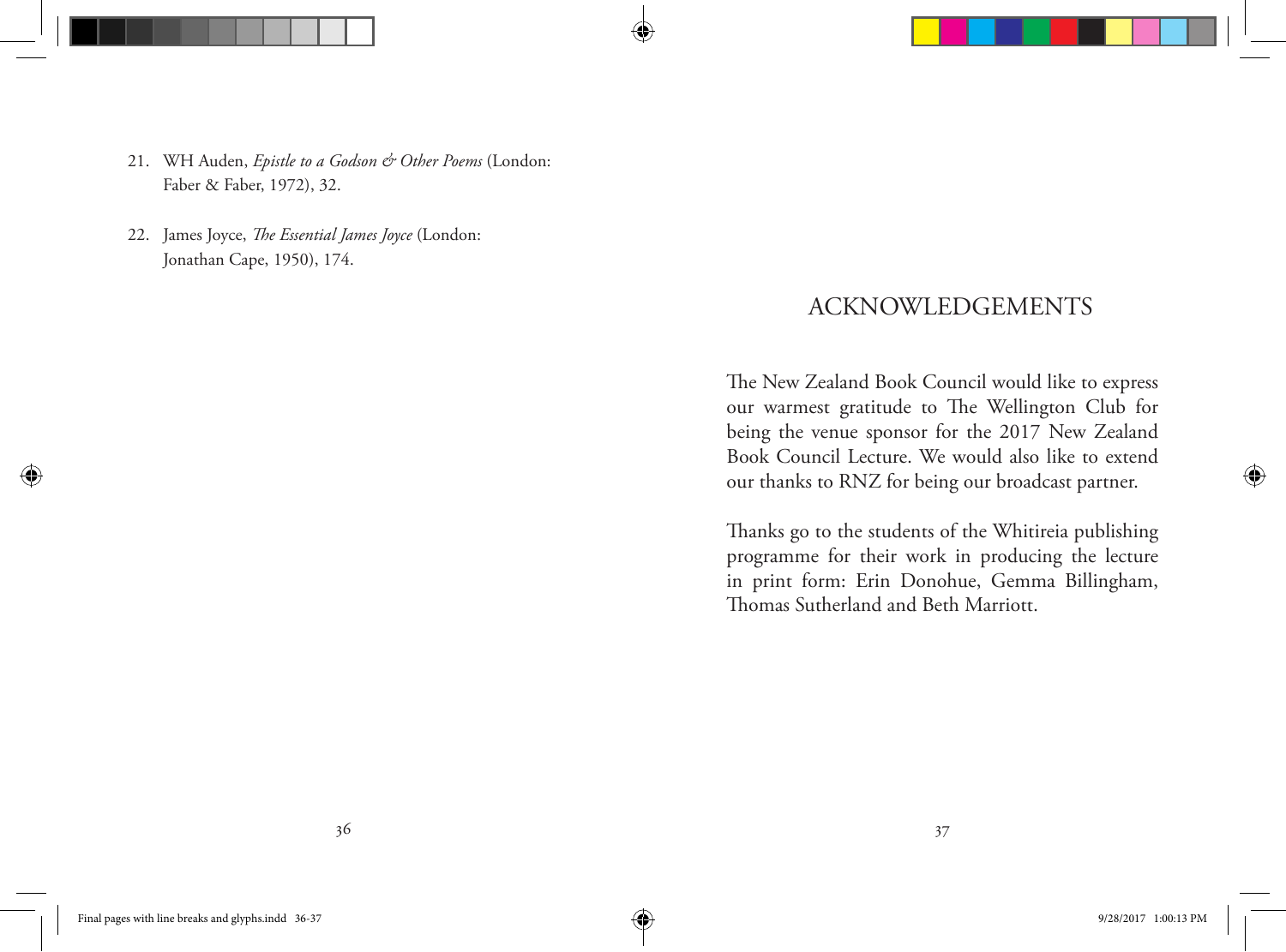21. WH Auden, *Epistle to a Godson & Other Poems* (London: Faber & Faber, 1972), 32.

22. James Joyce, *The Essential James Joyce* (London: Jonathan Cape, 1950), 174.

# ACKNOWLEDGEMENTS

The New Zealand Book Council would like to express our warmest gratitude to The Wellington Club for being the venue sponsor for the 2017 New Zealand Book Council Lecture. We would also like to extend our thanks to RNZ for being our broadcast partner.

Thanks go to the students of the Whitireia publishing programme for their work in producing the lecture in print form: Erin Donohue, Gemma Billingham, Thomas Sutherland and Beth Marriott.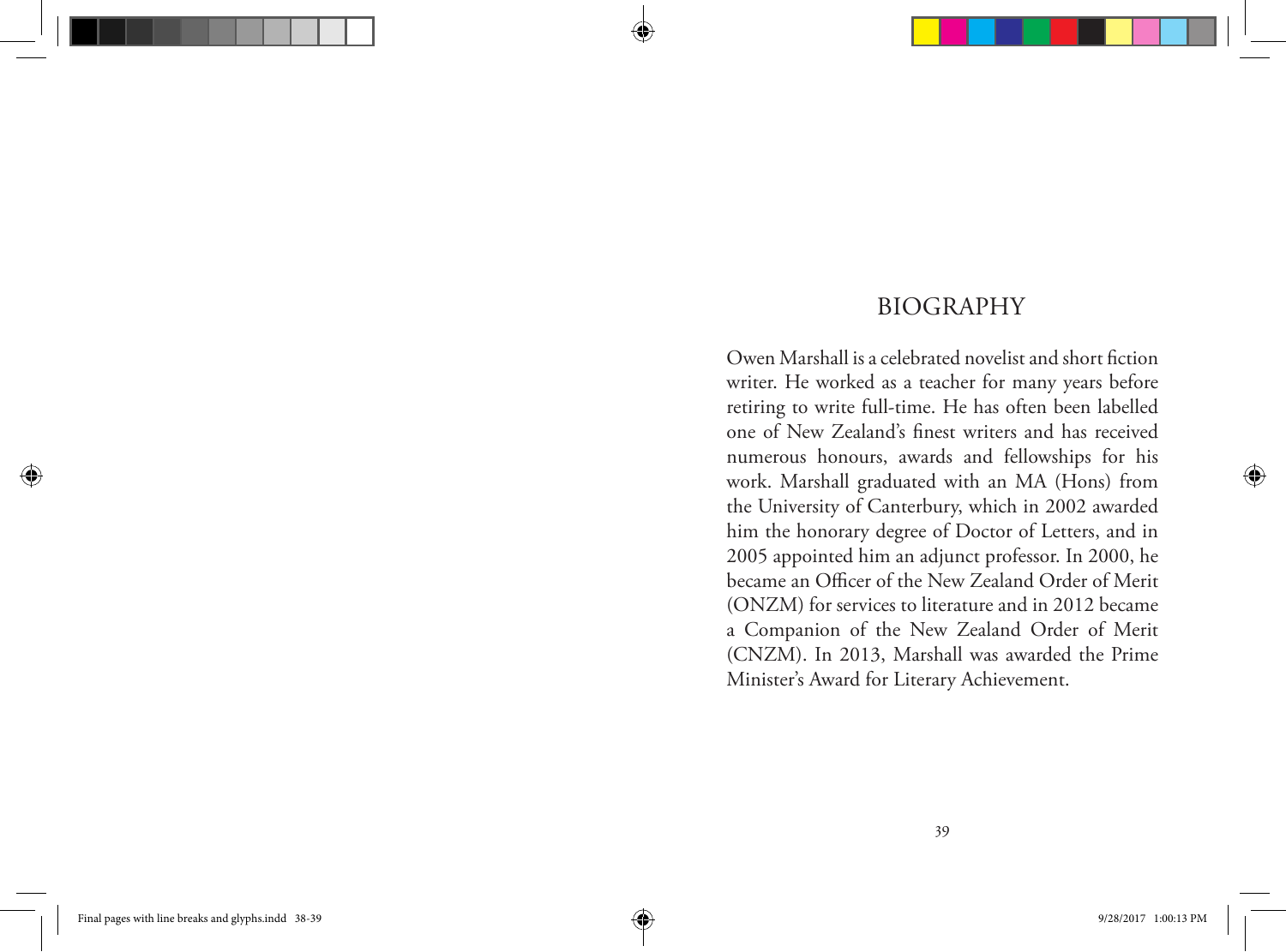# BIOGRAPHY

Owen Marshall is a celebrated novelist and short fiction writer. He worked as a teacher for many years before retiring to write full-time. He has often been labelled one of New Zealand's finest writers and has received numerous honours, awards and fellowships for his work. Marshall graduated with an MA (Hons) from the University of Canterbury, which in 2002 awarded him the honorary degree of Doctor of Letters, and in 2005 appointed him an adjunct professor. In 2000, he became an Officer of the New Zealand Order of Merit (ONZM) for services to literature and in 2012 became a Companion of the New Zealand Order of Merit (CNZM). In 2013, Marshall was awarded the Prime Minister's Award for Literary Achievement.